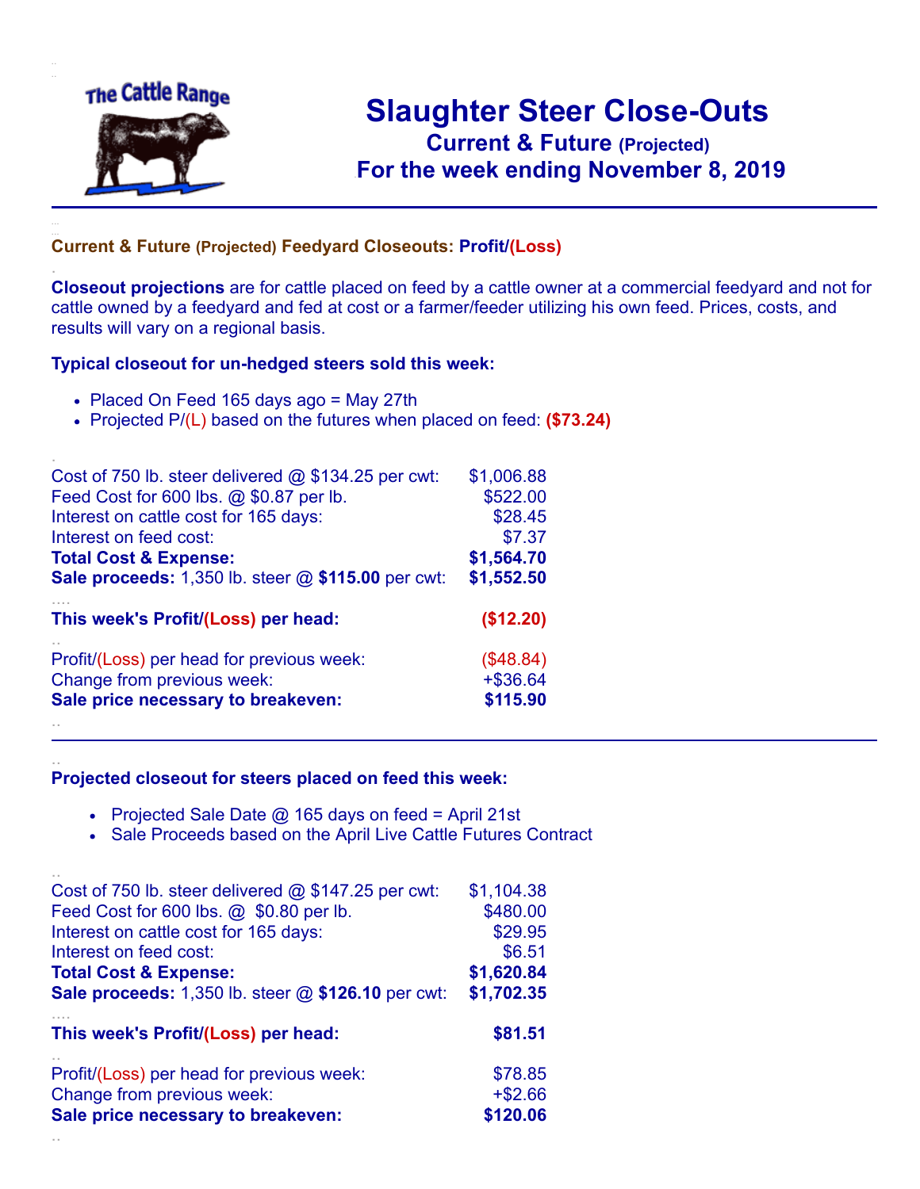The Cattle Range

# Slaughter Steer Close-Outs

## Current & Future (Projected)

## For the week ending November 8, 2019

### Current & Future (Projected) Feedyard Closeouts: Profit/(Loss)

**Closeout projections** are for cattle placed on feed by a cattle owner at a commercial feedyard and not for cattle owned by a feedyard and fed at cost or a farmer/feeder utilizing his own feed. Prices, costs, and results will vary on a regional basis.

### Typical closeout for un-hedged steers sold this week:

- Placed On Feed 165 days ago = May 27th
- Projected P/(L) based on the futures when placed on feed: **($73.24)**

| | |
|---|---|
| Cost of 750 lb. steer delivered @ $134.25 per cwt: | $1,006.88 |
| Feed Cost for 600 lbs. @ $0.87 per lb. | $522.00 |
| Interest on cattle cost for 165 days: | $28.45 |
| Interest on feed cost: | $7.37 |
| **Total Cost & Expense:** | **$1,564.70** |
| **Sale proceeds:** 1,350 lb. steer @ **$115.00** per cwt: | **$1,552.50** |
| **This week's Profit/(Loss) per head:** | **($12.20)** |
| Profit/(Loss) per head for previous week: | ($48.84) |
| Change from previous week: | +$36.64 |
| **Sale price necessary to breakeven:** | **$115.90** |

### Projected closeout for steers placed on feed this week:

- Projected Sale Date @ 165 days on feed = April 21st
- Sale Proceeds based on the April Live Cattle Futures Contract

| | |
|---|---|
| Cost of 750 lb. steer delivered @ $147.25 per cwt: | $1,104.38 |
| Feed Cost for 600 lbs. @ $0.80 per lb. | $480.00 |
| Interest on cattle cost for 165 days: | $29.95 |
| Interest on feed cost: | $6.51 |
| **Total Cost & Expense:** | **$1,620.84** |
| **Sale proceeds:** 1,350 lb. steer @ **$126.10** per cwt: | **$1,702.35** |
| **This week's Profit/(Loss) per head:** | **$81.51** |
| Profit/(Loss) per head for previous week: | $78.85 |
| Change from previous week: | +$2.66 |
| **Sale price necessary to breakeven:** | **$120.06** |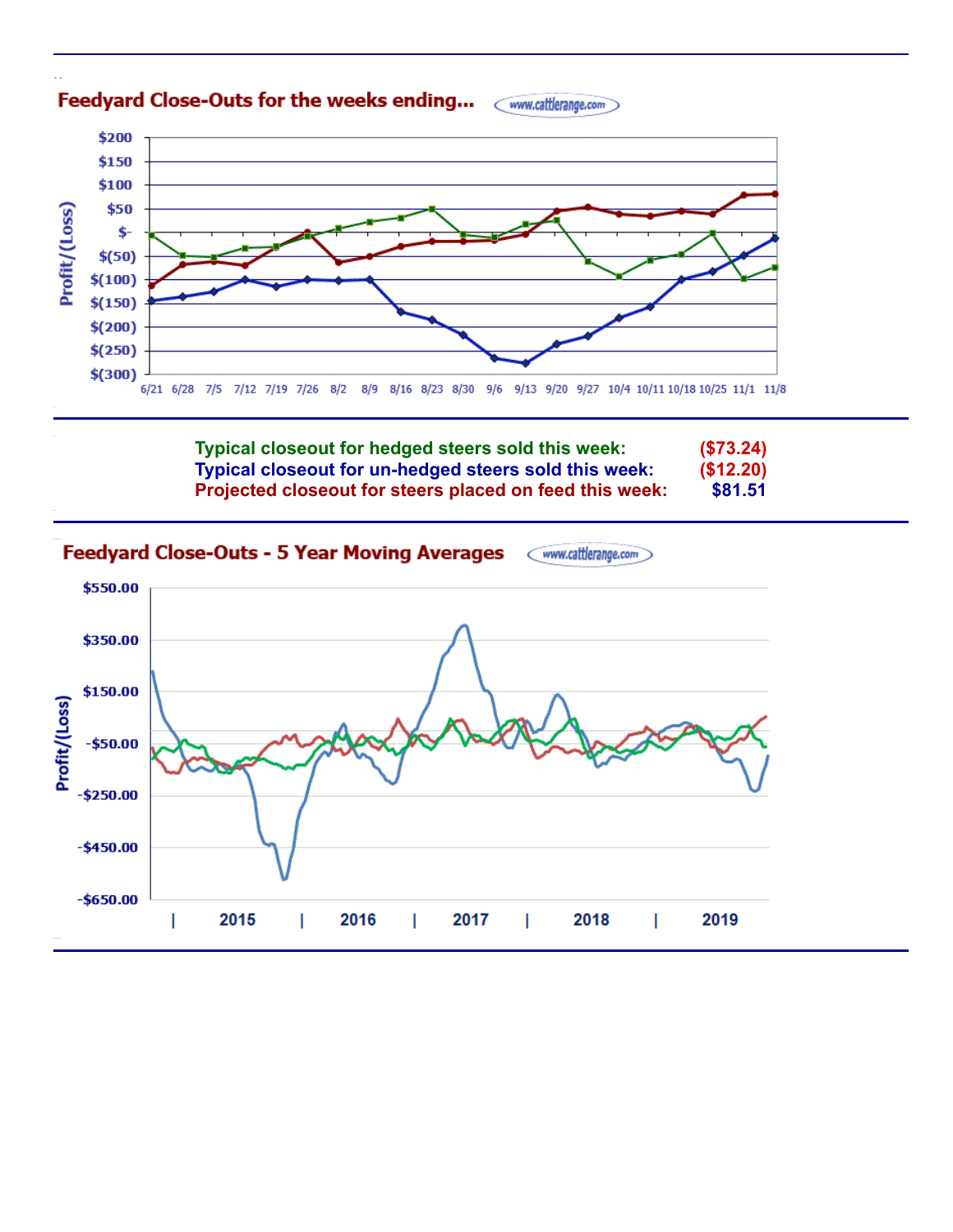## Feedyard Close-Outs for the weeks ending...

www.cattlerange.com

$200
$150
$100
$50
$-
$(50)
$(100)
$(150)
$(200)
$(250)
$(300)

Profit/(Loss)

6/21 6/28 7/5 7/12 7/19 7/26 8/2 8/9 8/16 8/23 8/30 9/6 9/13 9/20 9/27 10/4 10/11 10/18 10/25 11/1 11/8

| | |
|---|---|
| Typical closeout for hedged steers sold this week: | ($73.24) |
| Typical closeout for un-hedged steers sold this week: | ($12.20) |
| Projected closeout for steers placed on feed this week: | $81.51 |

## Feedyard Close-Outs - 5 Year Moving Averages

www.cattlerange.com

$550.00
$350.00
$150.00
-$50.00
-$250.00
-$450.00
-$650.00

Profit/(Loss)

2015 2016 2017 2018 2019